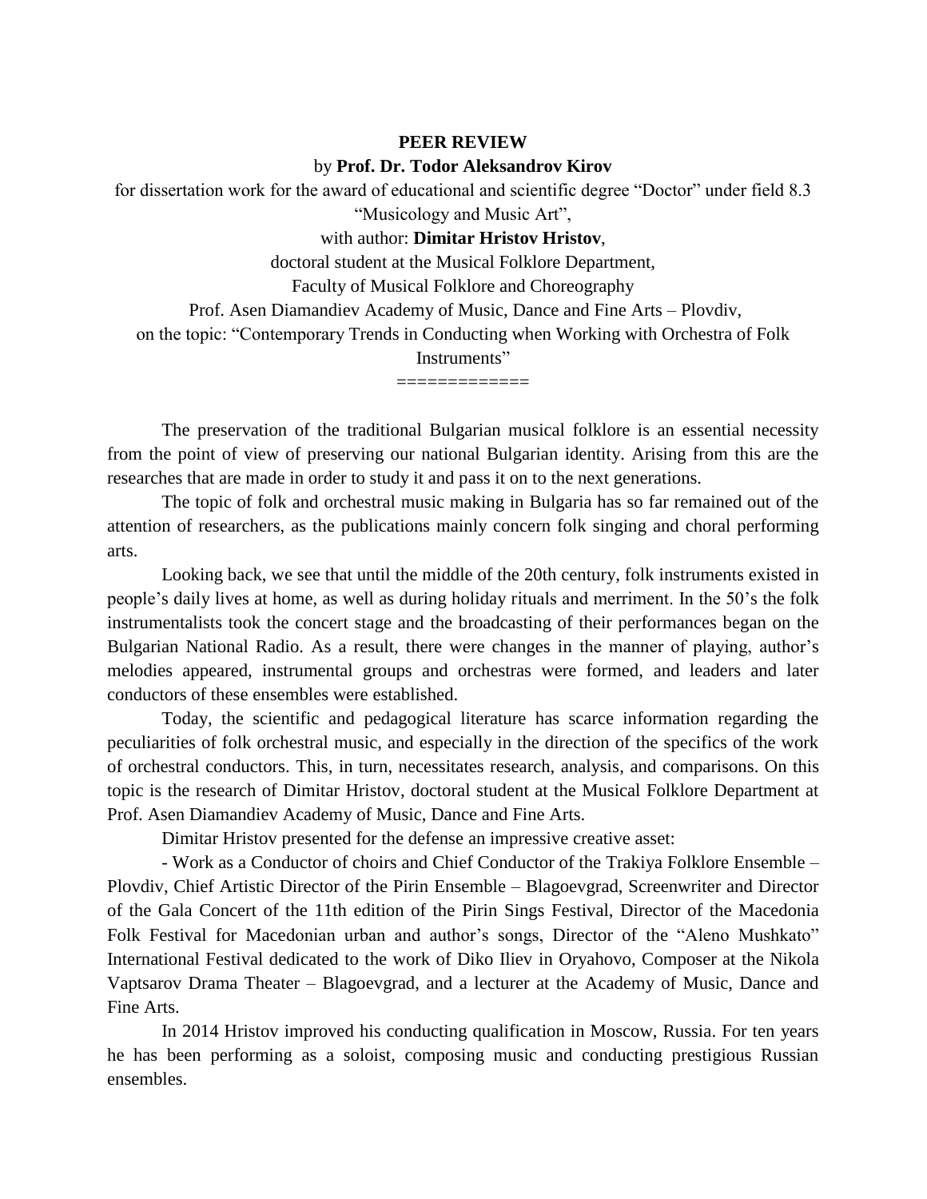**PEER REVIEW**

by **Prof. Dr. Todor Aleksandrov Kirov**

for dissertation work for the award of educational and scientific degree "Doctor" under field 8.3 "Musicology and Music Art",

with author: **Dimitar Hristov Hristov**,

doctoral student at the Musical Folklore Department,

Faculty of Musical Folklore and Choreography

Prof. Asen Diamandiev Academy of Music, Dance and Fine Arts – Plovdiv,

on the topic: "Contemporary Trends in Conducting when Working with Orchestra of Folk Instruments"

=============

The preservation of the traditional Bulgarian musical folklore is an essential necessity from the point of view of preserving our national Bulgarian identity. Arising from this are the researches that are made in order to study it and pass it on to the next generations.

The topic of folk and orchestral music making in Bulgaria has so far remained out of the attention of researchers, as the publications mainly concern folk singing and choral performing arts.

Looking back, we see that until the middle of the 20th century, folk instruments existed in people's daily lives at home, as well as during holiday rituals and merriment. In the 50's the folk instrumentalists took the concert stage and the broadcasting of their performances began on the Bulgarian National Radio. As a result, there were changes in the manner of playing, author's melodies appeared, instrumental groups and orchestras were formed, and leaders and later conductors of these ensembles were established.

Today, the scientific and pedagogical literature has scarce information regarding the peculiarities of folk orchestral music, and especially in the direction of the specifics of the work of orchestral conductors. This, in turn, necessitates research, analysis, and comparisons. On this topic is the research of Dimitar Hristov, doctoral student at the Musical Folklore Department at Prof. Asen Diamandiev Academy of Music, Dance and Fine Arts.

Dimitar Hristov presented for the defense an impressive creative asset:

- Work as a Conductor of choirs and Chief Conductor of the Trakiya Folklore Ensemble – Plovdiv, Chief Artistic Director of the Pirin Ensemble – Blagoevgrad, Screenwriter and Director of the Gala Concert of the 11th edition of the Pirin Sings Festival, Director of the Macedonia Folk Festival for Macedonian urban and author's songs, Director of the "Aleno Mushkato" International Festival dedicated to the work of Diko Iliev in Oryahovo, Composer at the Nikola Vaptsarov Drama Theater – Blagoevgrad, and a lecturer at the Academy of Music, Dance and Fine Arts.

In 2014 Hristov improved his conducting qualification in Moscow, Russia. For ten years he has been performing as a soloist, composing music and conducting prestigious Russian ensembles.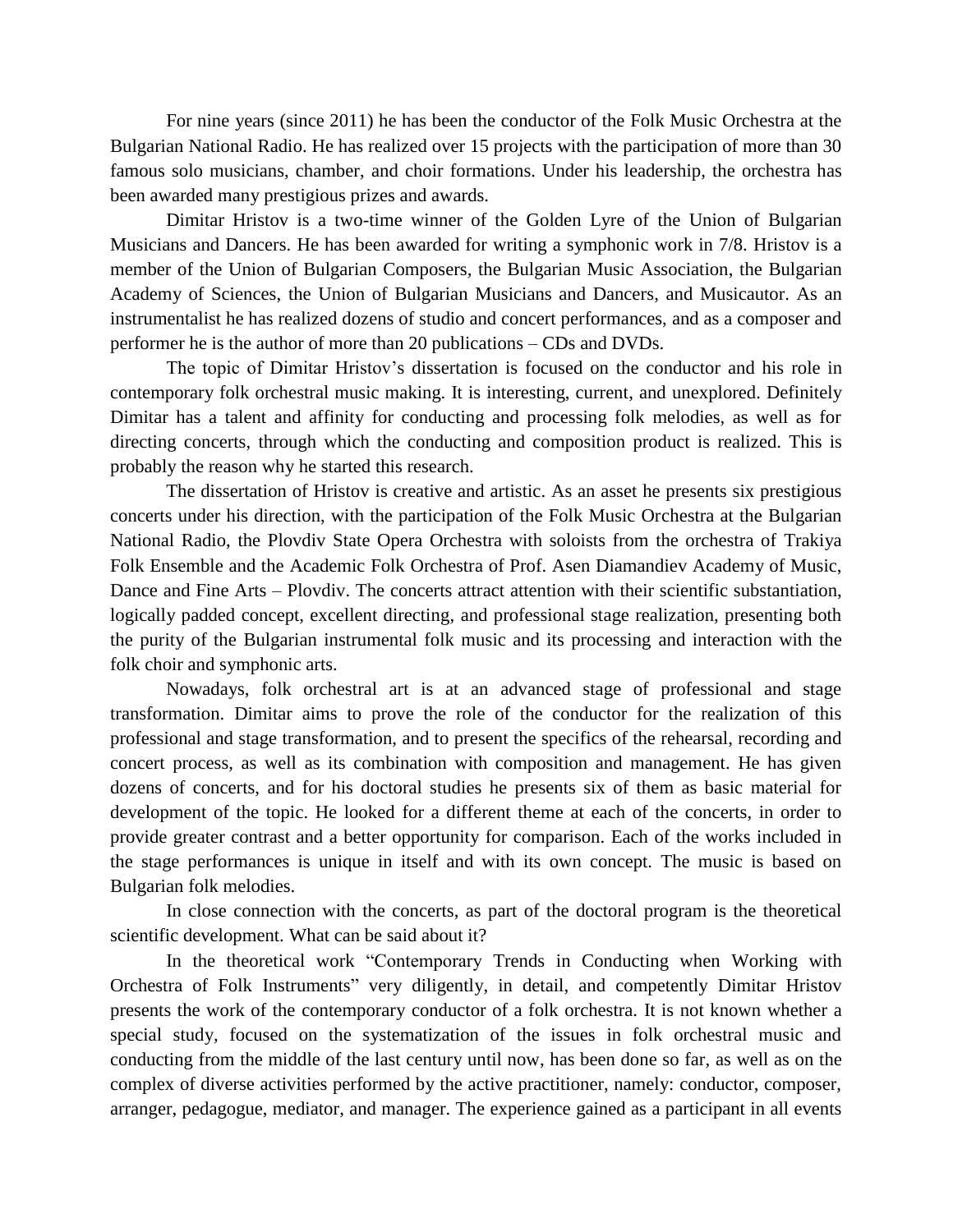For nine years (since 2011) he has been the conductor of the Folk Music Orchestra at the Bulgarian National Radio. He has realized over 15 projects with the participation of more than 30 famous solo musicians, chamber, and choir formations. Under his leadership, the orchestra has been awarded many prestigious prizes and awards.

Dimitar Hristov is a two-time winner of the Golden Lyre of the Union of Bulgarian Musicians and Dancers. He has been awarded for writing a symphonic work in 7/8. Hristov is a member of the Union of Bulgarian Composers, the Bulgarian Music Association, the Bulgarian Academy of Sciences, the Union of Bulgarian Musicians and Dancers, and Musicautor. As an instrumentalist he has realized dozens of studio and concert performances, and as a composer and performer he is the author of more than 20 publications – CDs and DVDs.

The topic of Dimitar Hristov's dissertation is focused on the conductor and his role in contemporary folk orchestral music making. It is interesting, current, and unexplored. Definitely Dimitar has a talent and affinity for conducting and processing folk melodies, as well as for directing concerts, through which the conducting and composition product is realized. This is probably the reason why he started this research.

The dissertation of Hristov is creative and artistic. As an asset he presents six prestigious concerts under his direction, with the participation of the Folk Music Orchestra at the Bulgarian National Radio, the Plovdiv State Opera Orchestra with soloists from the orchestra of Trakiya Folk Ensemble and the Academic Folk Orchestra of Prof. Asen Diamandiev Academy of Music, Dance and Fine Arts – Plovdiv. The concerts attract attention with their scientific substantiation, logically padded concept, excellent directing, and professional stage realization, presenting both the purity of the Bulgarian instrumental folk music and its processing and interaction with the folk choir and symphonic arts.

Nowadays, folk orchestral art is at an advanced stage of professional and stage transformation. Dimitar aims to prove the role of the conductor for the realization of this professional and stage transformation, and to present the specifics of the rehearsal, recording and concert process, as well as its combination with composition and management. He has given dozens of concerts, and for his doctoral studies he presents six of them as basic material for development of the topic. He looked for a different theme at each of the concerts, in order to provide greater contrast and a better opportunity for comparison. Each of the works included in the stage performances is unique in itself and with its own concept. The music is based on Bulgarian folk melodies.

In close connection with the concerts, as part of the doctoral program is the theoretical scientific development. What can be said about it?

In the theoretical work "Contemporary Trends in Conducting when Working with Orchestra of Folk Instruments" very diligently, in detail, and competently Dimitar Hristov presents the work of the contemporary conductor of a folk orchestra. It is not known whether a special study, focused on the systematization of the issues in folk orchestral music and conducting from the middle of the last century until now, has been done so far, as well as on the complex of diverse activities performed by the active practitioner, namely: conductor, composer, arranger, pedagogue, mediator, and manager. The experience gained as a participant in all events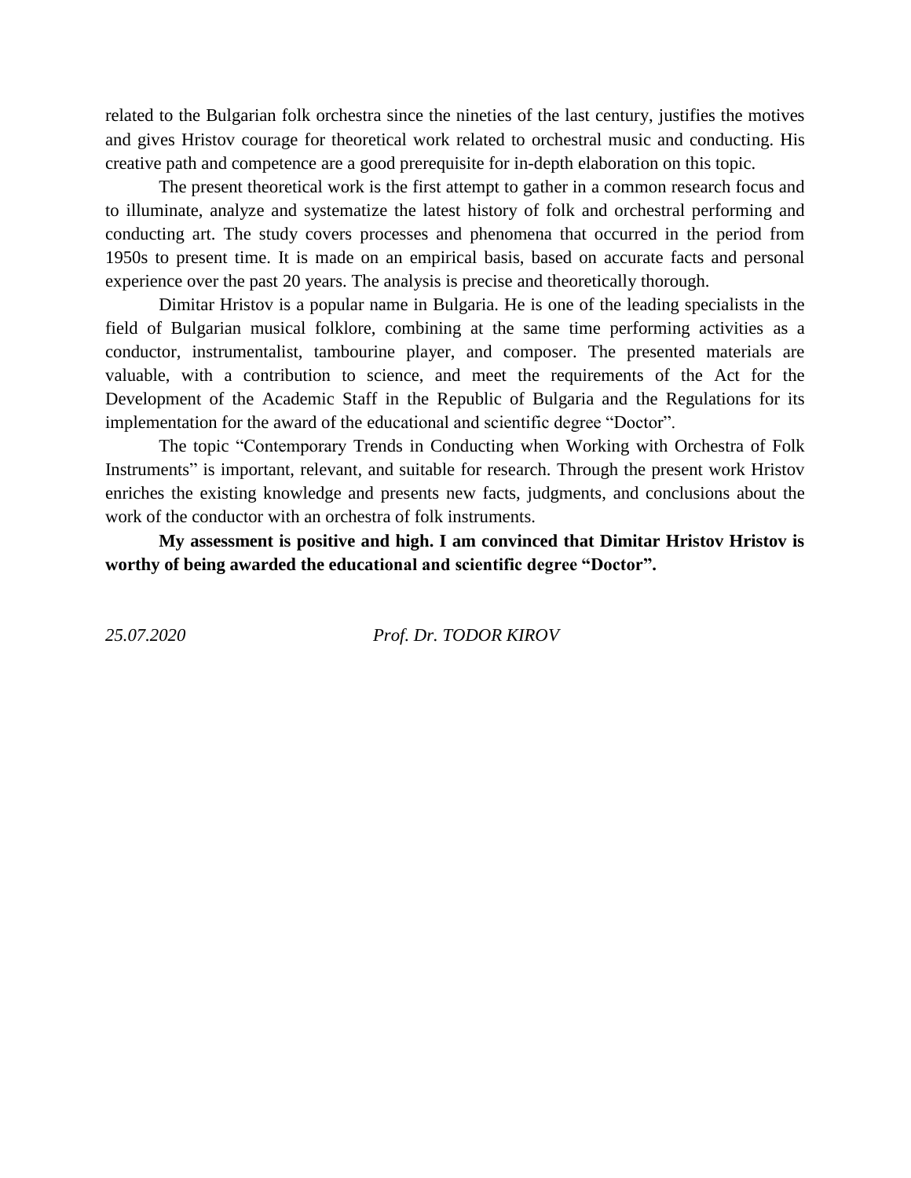related to the Bulgarian folk orchestra since the nineties of the last century, justifies the motives and gives Hristov courage for theoretical work related to orchestral music and conducting. His creative path and competence are a good prerequisite for in-depth elaboration on this topic.

The present theoretical work is the first attempt to gather in a common research focus and to illuminate, analyze and systematize the latest history of folk and orchestral performing and conducting art. The study covers processes and phenomena that occurred in the period from 1950s to present time. It is made on an empirical basis, based on accurate facts and personal experience over the past 20 years. The analysis is precise and theoretically thorough.

Dimitar Hristov is a popular name in Bulgaria. He is one of the leading specialists in the field of Bulgarian musical folklore, combining at the same time performing activities as a conductor, instrumentalist, tambourine player, and composer. The presented materials are valuable, with a contribution to science, and meet the requirements of the Act for the Development of the Academic Staff in the Republic of Bulgaria and the Regulations for its implementation for the award of the educational and scientific degree “Doctor”.

The topic “Contemporary Trends in Conducting when Working with Orchestra of Folk Instruments” is important, relevant, and suitable for research. Through the present work Hristov enriches the existing knowledge and presents new facts, judgments, and conclusions about the work of the conductor with an orchestra of folk instruments.

**My assessment is positive and high. I am convinced that Dimitar Hristov Hristov is worthy of being awarded the educational and scientific degree “Doctor”.**

*25.07.2020* *Prof. Dr. TODOR KIROV*